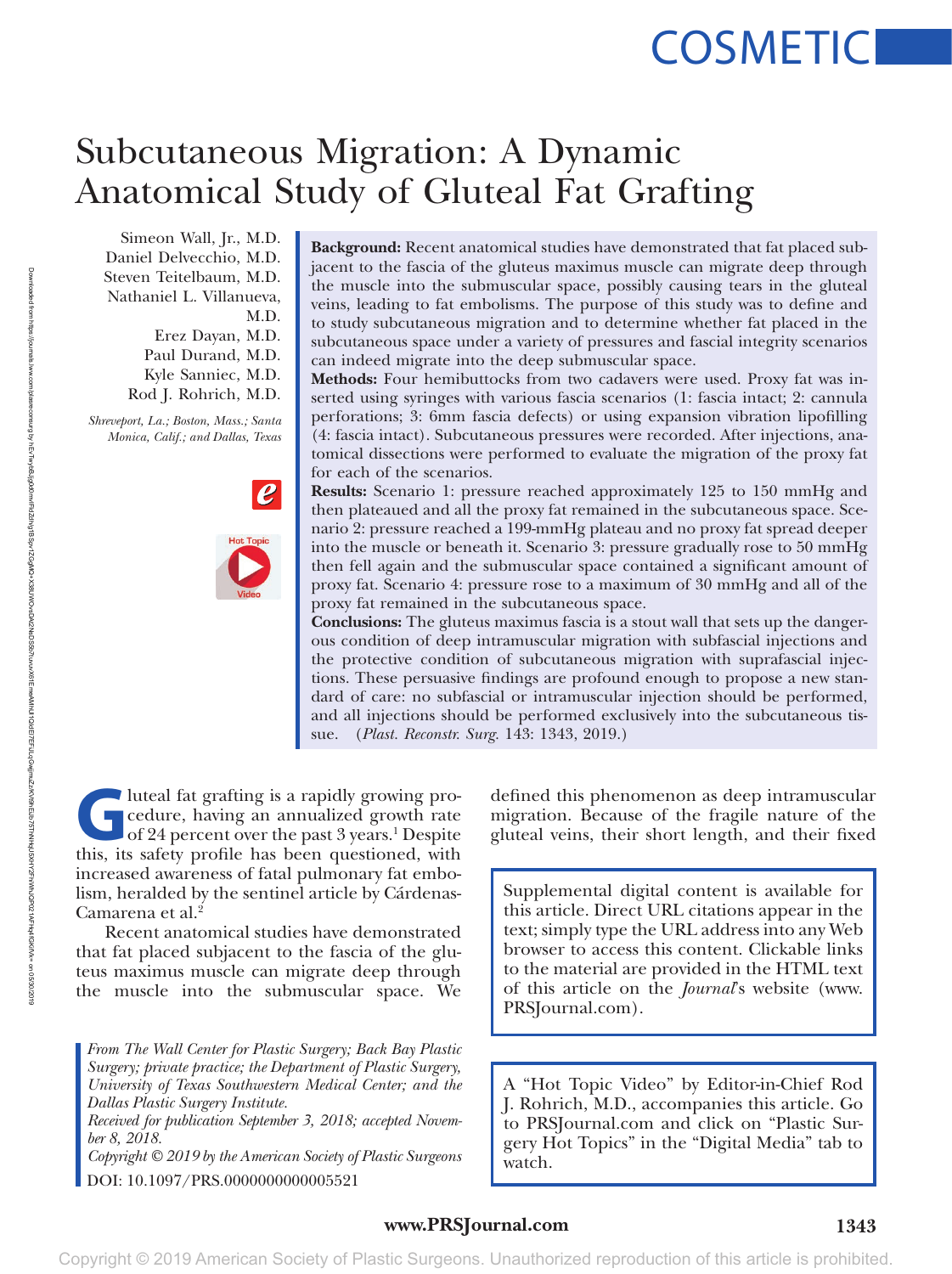# Subcutaneous Migration: A Dynamic Anatomical Study of Gluteal Fat Grafting

Simeon Wall, Jr., M.D.
Daniel Delvecchio, M.D.
Steven Teitelbaum, M.D.
Nathaniel L. Villanueva, M.D.
Erez Dayan, M.D.
Paul Durand, M.D.
Kyle Sanniec, M.D.
Rod J. Rohrich, M.D.

*Shreveport, La.; Boston, Mass.; Santa Monica, Calif.; and Dallas, Texas*

**Background:** Recent anatomical studies have demonstrated that fat placed subjacent to the fascia of the gluteus maximus muscle can migrate deep through the muscle into the submuscular space, possibly causing tears in the gluteal veins, leading to fat embolisms. The purpose of this study was to define and to study subcutaneous migration and to determine whether fat placed in the subcutaneous space under a variety of pressures and fascial integrity scenarios can indeed migrate into the deep submuscular space.

**Methods:** Four hemibuttocks from two cadavers were used. Proxy fat was inserted using syringes with various fascia scenarios (1: fascia intact; 2: cannula perforations; 3: 6mm fascia defects) or using expansion vibration lipofilling (4: fascia intact). Subcutaneous pressures were recorded. After injections, anatomical dissections were performed to evaluate the migration of the proxy fat for each of the scenarios.

**Results:** Scenario 1: pressure reached approximately 125 to 150 mmHg and then plateaued and all the proxy fat remained in the subcutaneous space. Scenario 2: pressure reached a 199-mmHg plateau and no proxy fat spread deeper into the muscle or beneath it. Scenario 3: pressure gradually rose to 50 mmHg then fell again and the submuscular space contained a significant amount of proxy fat. Scenario 4: pressure rose to a maximum of 30 mmHg and all of the proxy fat remained in the subcutaneous space.

**Conclusions:** The gluteus maximus fascia is a stout wall that sets up the dangerous condition of deep intramuscular migration with subfascial injections and the protective condition of subcutaneous migration with suprafascial injections. These persuasive findings are profound enough to propose a new standard of care: no subfascial or intramuscular injection should be performed, and all injections should be performed exclusively into the subcutaneous tissue. (*Plast. Reconstr. Surg.* 143: 1343, 2019.)

Gluteal fat grafting is a rapidly growing procedure, having an annualized growth rate of 24 percent over the past 3 years.[1] Despite this, its safety profile has been questioned, with increased awareness of fatal pulmonary fat embolism, heralded by the sentinel article by Cárdenas-Camarena et al.[2]

Recent anatomical studies have demonstrated that fat placed subjacent to the fascia of the gluteus maximus muscle can migrate deep through the muscle into the submuscular space. We defined this phenomenon as deep intramuscular migration. Because of the fragile nature of the gluteal veins, their short length, and their fixed

*From The Wall Center for Plastic Surgery; Back Bay Plastic Surgery; private practice; the Department of Plastic Surgery, University of Texas Southwestern Medical Center; and the Dallas Plastic Surgery Institute.*

*Received for publication September 3, 2018; accepted November 8, 2018.*

*Copyright © 2019 by the American Society of Plastic Surgeons*

DOI: 10.1097/PRS.0000000000005521

Supplemental digital content is available for this article. Direct URL citations appear in the text; simply type the URL address into any Web browser to access this content. Clickable links to the material are provided in the HTML text of this article on the *Journal*'s website (www.PRSJournal.com).

A "Hot Topic Video" by Editor-in-Chief Rod J. Rohrich, M.D., accompanies this article. Go to PRSJournal.com and click on "Plastic Surgery Hot Topics" in the "Digital Media" tab to watch.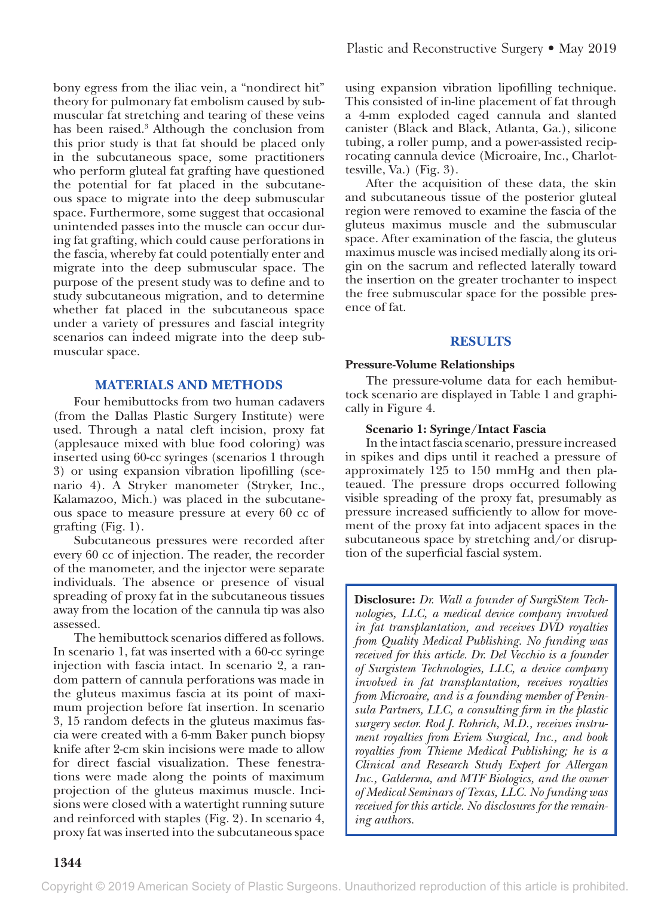bony egress from the iliac vein, a "nondirect hit" theory for pulmonary fat embolism caused by submuscular fat stretching and tearing of these veins has been raised.[3] Although the conclusion from this prior study is that fat should be placed only in the subcutaneous space, some practitioners who perform gluteal fat grafting have questioned the potential for fat placed in the subcutaneous space to migrate into the deep submuscular space. Furthermore, some suggest that occasional unintended passes into the muscle can occur during fat grafting, which could cause perforations in the fascia, whereby fat could potentially enter and migrate into the deep submuscular space. The purpose of the present study was to define and to study subcutaneous migration, and to determine whether fat placed in the subcutaneous space under a variety of pressures and fascial integrity scenarios can indeed migrate into the deep submuscular space.

## MATERIALS AND METHODS

Four hemibuttocks from two human cadavers (from the Dallas Plastic Surgery Institute) were used. Through a natal cleft incision, proxy fat (applesauce mixed with blue food coloring) was inserted using 60-cc syringes (scenarios 1 through 3) or using expansion vibration lipofilling (scenario 4). A Stryker manometer (Stryker, Inc., Kalamazoo, Mich.) was placed in the subcutaneous space to measure pressure at every 60 cc of grafting (Fig. 1).

Subcutaneous pressures were recorded after every 60 cc of injection. The reader, the recorder of the manometer, and the injector were separate individuals. The absence or presence of visual spreading of proxy fat in the subcutaneous tissues away from the location of the cannula tip was also assessed.

The hemibuttock scenarios differed as follows. In scenario 1, fat was inserted with a 60-cc syringe injection with fascia intact. In scenario 2, a random pattern of cannula perforations was made in the gluteus maximus fascia at its point of maximum projection before fat insertion. In scenario 3, 15 random defects in the gluteus maximus fascia were created with a 6-mm Baker punch biopsy knife after 2-cm skin incisions were made to allow for direct fascial visualization. These fenestrations were made along the points of maximum projection of the gluteus maximus muscle. Incisions were closed with a watertight running suture and reinforced with staples (Fig. 2). In scenario 4, proxy fat was inserted into the subcutaneous space using expansion vibration lipofilling technique. This consisted of in-line placement of fat through a 4-mm exploded caged cannula and slanted canister (Black and Black, Atlanta, Ga.), silicone tubing, a roller pump, and a power-assisted reciprocating cannula device (Microaire, Inc., Charlottesville, Va.) (Fig. 3).

After the acquisition of these data, the skin and subcutaneous tissue of the posterior gluteal region were removed to examine the fascia of the gluteus maximus muscle and the submuscular space. After examination of the fascia, the gluteus maximus muscle was incised medially along its origin on the sacrum and reflected laterally toward the insertion on the greater trochanter to inspect the free submuscular space for the possible presence of fat.

## RESULTS

### Pressure-Volume Relationships

The pressure-volume data for each hemibuttock scenario are displayed in Table 1 and graphically in Figure 4.

#### Scenario 1: Syringe/Intact Fascia

In the intact fascia scenario, pressure increased in spikes and dips until it reached a pressure of approximately 125 to 150 mmHg and then plateaued. The pressure drops occurred following visible spreading of the proxy fat, presumably as pressure increased sufficiently to allow for movement of the proxy fat into adjacent spaces in the subcutaneous space by stretching and/or disruption of the superficial fascial system.

**Disclosure:** *Dr. Wall a founder of SurgiStem Technologies, LLC, a medical device company involved in fat transplantation, and receives DVD royalties from Quality Medical Publishing. No funding was received for this article. Dr. Del Vecchio is a founder of Surgistem Technologies, LLC, a device company involved in fat transplantation, receives royalties from Microaire, and is a founding member of Peninsula Partners, LLC, a consulting firm in the plastic surgery sector. Rod J. Rohrich, M.D., receives instrument royalties from Eriem Surgical, Inc., and book royalties from Thieme Medical Publishing; he is a Clinical and Research Study Expert for Allergan Inc., Galderma, and MTF Biologics, and the owner of Medical Seminars of Texas, LLC. No funding was received for this article. No disclosures for the remaining authors.*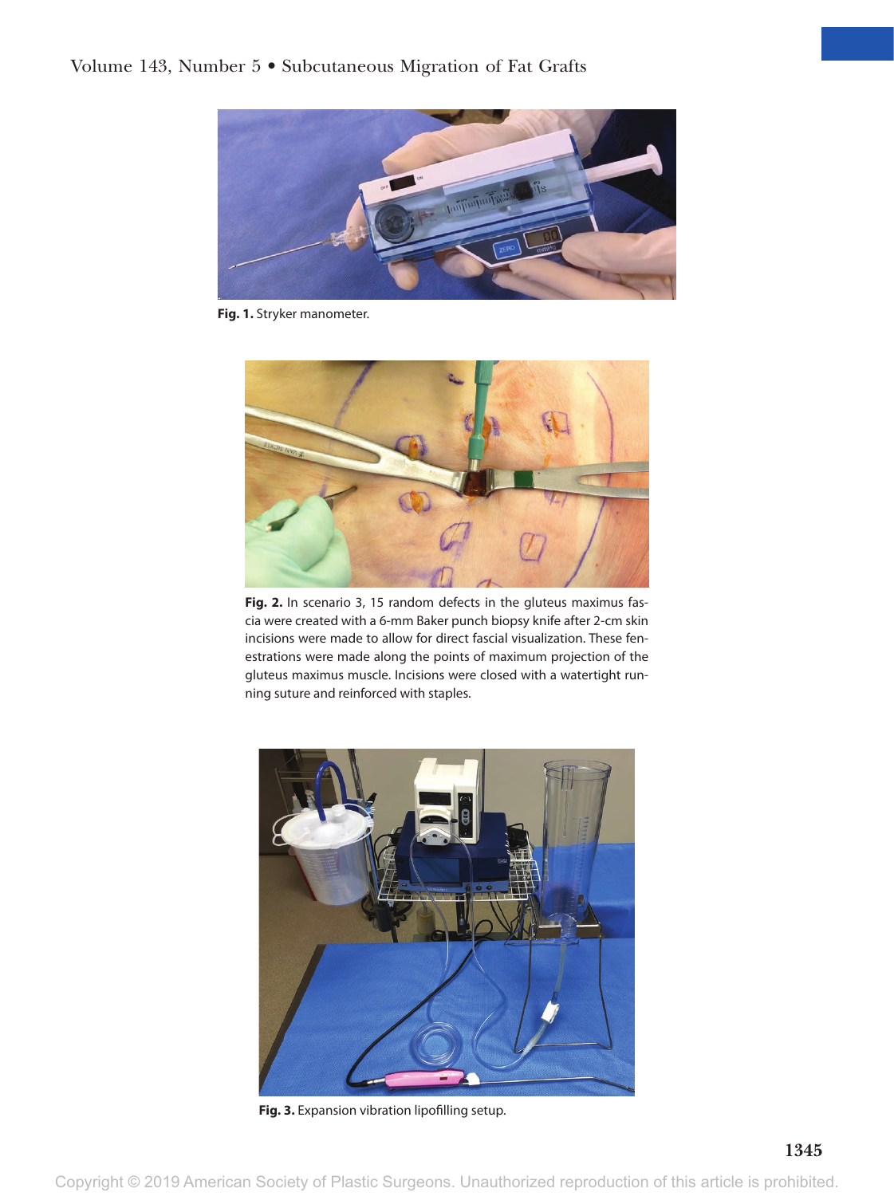**Fig. 1.** Stryker manometer.

**Fig. 2.** In scenario 3, 15 random defects in the gluteus maximus fascia were created with a 6-mm Baker punch biopsy knife after 2-cm skin incisions were made to allow for direct fascial visualization. These fenestrations were made along the points of maximum projection of the gluteus maximus muscle. Incisions were closed with a watertight running suture and reinforced with staples.

**Fig. 3.** Expansion vibration lipofilling setup.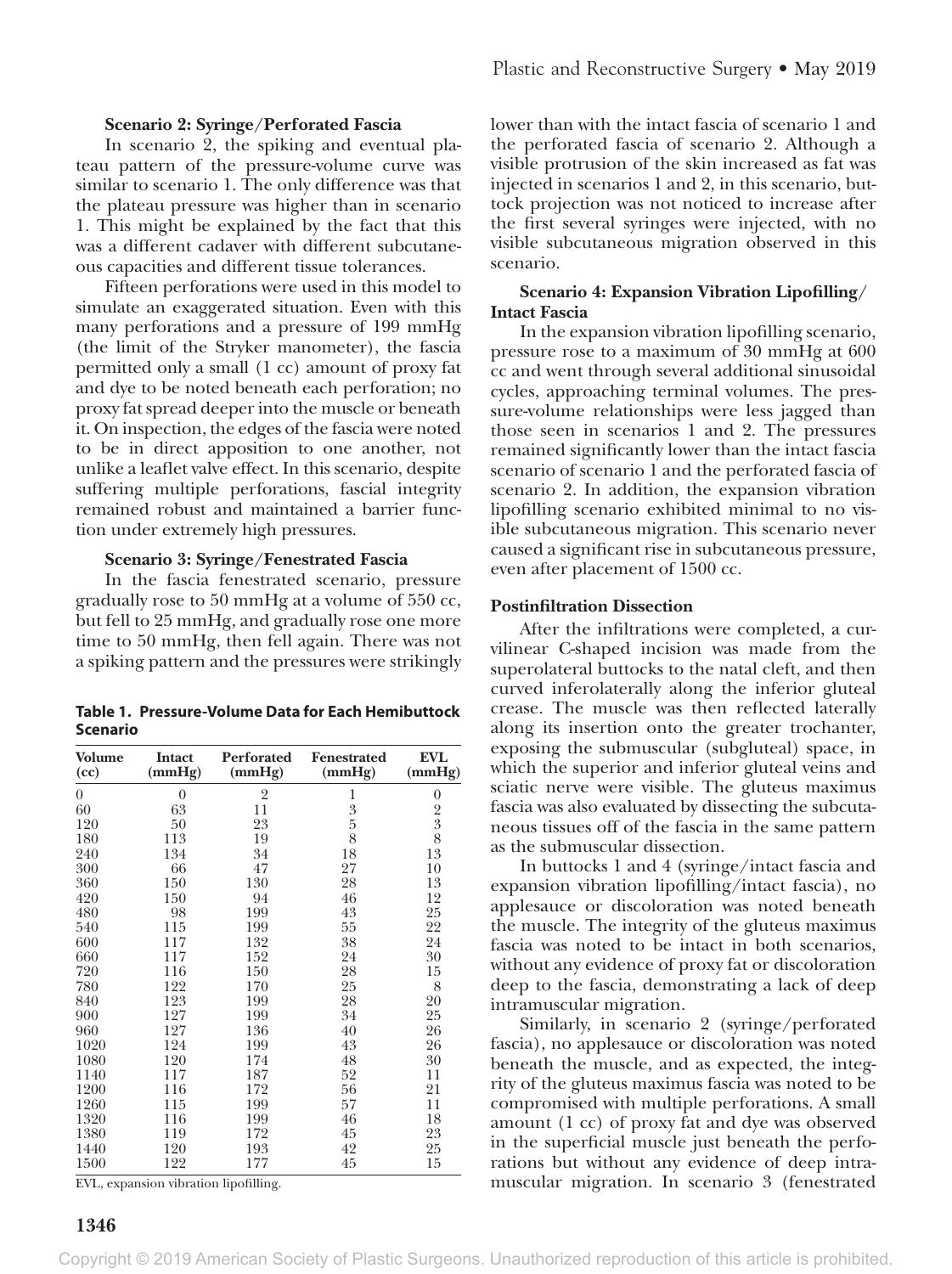### Scenario 2: Syringe/Perforated Fascia

In scenario 2, the spiking and eventual plateau pattern of the pressure-volume curve was similar to scenario 1. The only difference was that the plateau pressure was higher than in scenario 1. This might be explained by the fact that this was a different cadaver with different subcutaneous capacities and different tissue tolerances.

Fifteen perforations were used in this model to simulate an exaggerated situation. Even with this many perforations and a pressure of 199 mmHg (the limit of the Stryker manometer), the fascia permitted only a small (1 cc) amount of proxy fat and dye to be noted beneath each perforation; no proxy fat spread deeper into the muscle or beneath it. On inspection, the edges of the fascia were noted to be in direct apposition to one another, not unlike a leaflet valve effect. In this scenario, despite suffering multiple perforations, fascial integrity remained robust and maintained a barrier function under extremely high pressures.

### Scenario 3: Syringe/Fenestrated Fascia

In the fascia fenestrated scenario, pressure gradually rose to 50 mmHg at a volume of 550 cc, but fell to 25 mmHg, and gradually rose one more time to 50 mmHg, then fell again. There was not a spiking pattern and the pressures were strikingly lower than with the intact fascia of scenario 1 and the perforated fascia of scenario 2. Although a visible protrusion of the skin increased as fat was injected in scenarios 1 and 2, in this scenario, buttock projection was not noticed to increase after the first several syringes were injected, with no visible subcutaneous migration observed in this scenario.

**Table 1. Pressure-Volume Data for Each Hemibuttock Scenario**

| Volume (cc) | Intact (mmHg) | Perforated (mmHg) | Fenestrated (mmHg) | EVL (mmHg) |
|---|---|---|---|---|
| 0 | 0 | 2 | 1 | 0 |
| 60 | 63 | 11 | 3 | 2 |
| 120 | 50 | 23 | 5 | 3 |
| 180 | 113 | 19 | 8 | 8 |
| 240 | 134 | 34 | 18 | 13 |
| 300 | 66 | 47 | 27 | 10 |
| 360 | 150 | 130 | 28 | 13 |
| 420 | 150 | 94 | 46 | 12 |
| 480 | 98 | 199 | 43 | 25 |
| 540 | 115 | 199 | 55 | 22 |
| 600 | 117 | 132 | 38 | 24 |
| 660 | 117 | 152 | 24 | 30 |
| 720 | 116 | 150 | 28 | 15 |
| 780 | 122 | 170 | 25 | 8 |
| 840 | 123 | 199 | 28 | 20 |
| 900 | 127 | 199 | 34 | 25 |
| 960 | 127 | 136 | 40 | 26 |
| 1020 | 124 | 199 | 43 | 26 |
| 1080 | 120 | 174 | 48 | 30 |
| 1140 | 117 | 187 | 52 | 11 |
| 1200 | 116 | 172 | 56 | 21 |
| 1260 | 115 | 199 | 57 | 11 |
| 1320 | 116 | 199 | 46 | 18 |
| 1380 | 119 | 172 | 45 | 23 |
| 1440 | 120 | 193 | 42 | 25 |
| 1500 | 122 | 177 | 45 | 15 |

EVL, expansion vibration lipofilling.

### Scenario 4: Expansion Vibration Lipofilling/Intact Fascia

In the expansion vibration lipofilling scenario, pressure rose to a maximum of 30 mmHg at 600 cc and went through several additional sinusoidal cycles, approaching terminal volumes. The pressure-volume relationships were less jagged than those seen in scenarios 1 and 2. The pressures remained significantly lower than the intact fascia scenario of scenario 1 and the perforated fascia of scenario 2. In addition, the expansion vibration lipofilling scenario exhibited minimal to no visible subcutaneous migration. This scenario never caused a significant rise in subcutaneous pressure, even after placement of 1500 cc.

### Postinfiltration Dissection

After the infiltrations were completed, a curvilinear C-shaped incision was made from the superolateral buttocks to the natal cleft, and then curved inferolaterally along the inferior gluteal crease. The muscle was then reflected laterally along its insertion onto the greater trochanter, exposing the submuscular (subgluteal) space, in which the superior and inferior gluteal veins and sciatic nerve were visible. The gluteus maximus fascia was also evaluated by dissecting the subcutaneous tissues off of the fascia in the same pattern as the submuscular dissection.

In buttocks 1 and 4 (syringe/intact fascia and expansion vibration lipofilling/intact fascia), no applesauce or discoloration was noted beneath the muscle. The integrity of the gluteus maximus fascia was noted to be intact in both scenarios, without any evidence of proxy fat or discoloration deep to the fascia, demonstrating a lack of deep intramuscular migration.

Similarly, in scenario 2 (syringe/perforated fascia), no applesauce or discoloration was noted beneath the muscle, and as expected, the integrity of the gluteus maximus fascia was noted to be compromised with multiple perforations. A small amount (1 cc) of proxy fat and dye was observed in the superficial muscle just beneath the perforations but without any evidence of deep intramuscular migration. In scenario 3 (fenestrated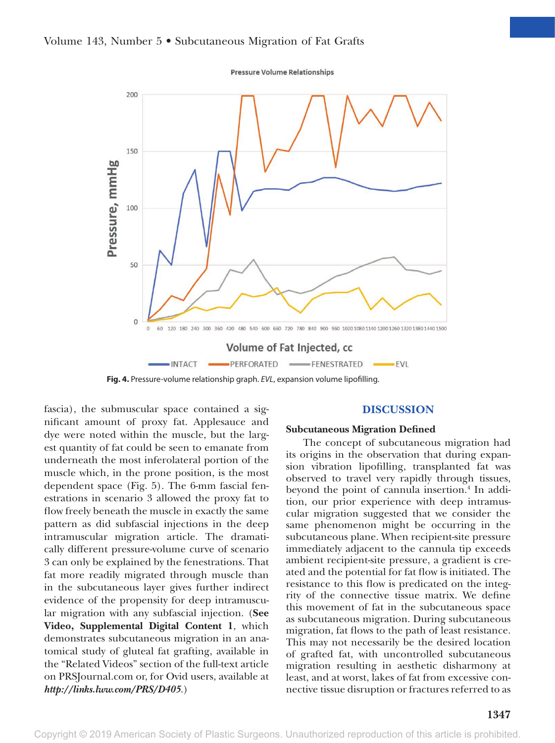Fig. 4. Pressure-volume relationship graph. *EVL*, expansion volume lipofilling.

fascia), the submuscular space contained a significant amount of proxy fat. Applesauce and dye were noted within the muscle, but the largest quantity of fat could be seen to emanate from underneath the most inferolateral portion of the muscle which, in the prone position, is the most dependent space (Fig. 5). The 6-mm fascial fenestrations in scenario 3 allowed the proxy fat to flow freely beneath the muscle in exactly the same pattern as did subfascial injections in the deep intramuscular migration article. The dramatically different pressure-volume curve of scenario 3 can only be explained by the fenestrations. That fat more readily migrated through muscle than in the subcutaneous layer gives further indirect evidence of the propensity for deep intramuscular migration with any subfascial injection. (**See Video, Supplemental Digital Content 1**, which demonstrates subcutaneous migration in an anatomical study of gluteal fat grafting, available in the "Related Videos" section of the full-text article on PRSJournal.com or, for Ovid users, available at ***http://links.lww.com/PRS/D405***.)

## DISCUSSION

### Subcutaneous Migration Defined

The concept of subcutaneous migration had its origins in the observation that during expansion vibration lipofilling, transplanted fat was observed to travel very rapidly through tissues, beyond the point of cannula insertion.[4] In addition, our prior experience with deep intramuscular migration suggested that we consider the same phenomenon might be occurring in the subcutaneous plane. When recipient-site pressure immediately adjacent to the cannula tip exceeds ambient recipient-site pressure, a gradient is created and the potential for fat flow is initiated. The resistance to this flow is predicated on the integrity of the connective tissue matrix. We define this movement of fat in the subcutaneous space as subcutaneous migration. During subcutaneous migration, fat flows to the path of least resistance. This may not necessarily be the desired location of grafted fat, with uncontrolled subcutaneous migration resulting in aesthetic disharmony at least, and at worst, lakes of fat from excessive connective tissue disruption or fractures referred to as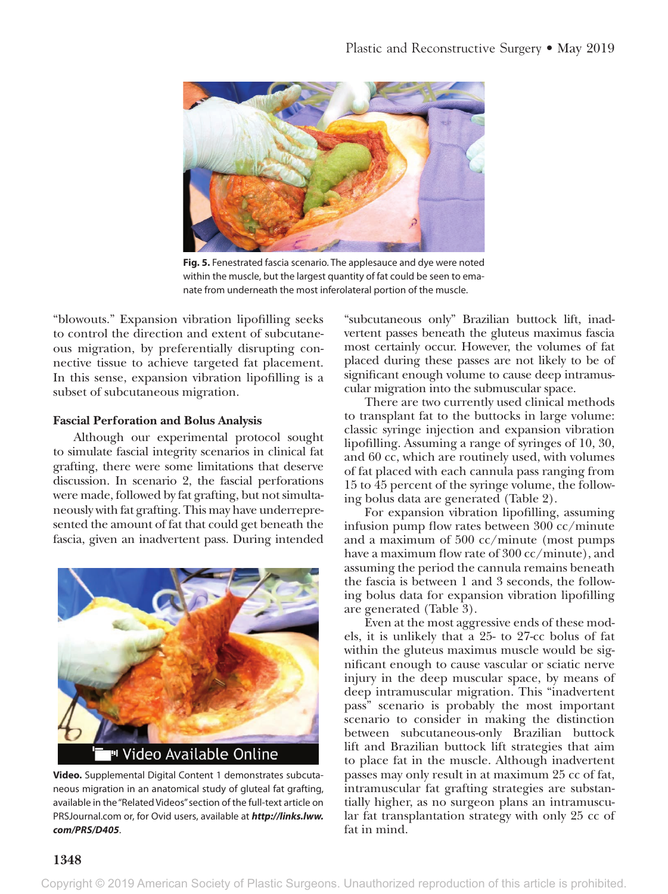Fig. 5. Fenestrated fascia scenario. The applesauce and dye were noted within the muscle, but the largest quantity of fat could be seen to emanate from underneath the most inferolateral portion of the muscle.

"blowouts." Expansion vibration lipofilling seeks to control the direction and extent of subcutaneous migration, by preferentially disrupting connective tissue to achieve targeted fat placement. In this sense, expansion vibration lipofilling is a subset of subcutaneous migration.

### Fascial Perforation and Bolus Analysis

Although our experimental protocol sought to simulate fascial integrity scenarios in clinical fat grafting, there were some limitations that deserve discussion. In scenario 2, the fascial perforations were made, followed by fat grafting, but not simultaneously with fat grafting. This may have underrepresented the amount of fat that could get beneath the fascia, given an inadvertent pass. During intended "subcutaneous only" Brazilian buttock lift, inadvertent passes beneath the gluteus maximus fascia most certainly occur. However, the volumes of fat placed during these passes are not likely to be of significant enough volume to cause deep intramuscular migration into the submuscular space.

There are two currently used clinical methods to transplant fat to the buttocks in large volume: classic syringe injection and expansion vibration lipofilling. Assuming a range of syringes of 10, 30, and 60 cc, which are routinely used, with volumes of fat placed with each cannula pass ranging from 15 to 45 percent of the syringe volume, the following bolus data are generated (Table 2).

For expansion vibration lipofilling, assuming infusion pump flow rates between 300 cc/minute and a maximum of 500 cc/minute (most pumps have a maximum flow rate of 300 cc/minute), and assuming the period the cannula remains beneath the fascia is between 1 and 3 seconds, the following bolus data for expansion vibration lipofilling are generated (Table 3).

Even at the most aggressive ends of these models, it is unlikely that a 25- to 27-cc bolus of fat within the gluteus maximus muscle would be significant enough to cause vascular or sciatic nerve injury in the deep muscular space, by means of deep intramuscular migration. This "inadvertent pass" scenario is probably the most important scenario to consider in making the distinction between subcutaneous-only Brazilian buttock lift and Brazilian buttock lift strategies that aim to place fat in the muscle. Although inadvertent passes may only result in at maximum 25 cc of fat, intramuscular fat grafting strategies are substantially higher, as no surgeon plans an intramuscular fat transplantation strategy with only 25 cc of fat in mind.

Video Available Online

**Video.** Supplemental Digital Content 1 demonstrates subcutaneous migration in an anatomical study of gluteal fat grafting, available in the "Related Videos" section of the full-text article on PRSJournal.com or, for Ovid users, available at ***http://links.lww.com/PRS/D405***.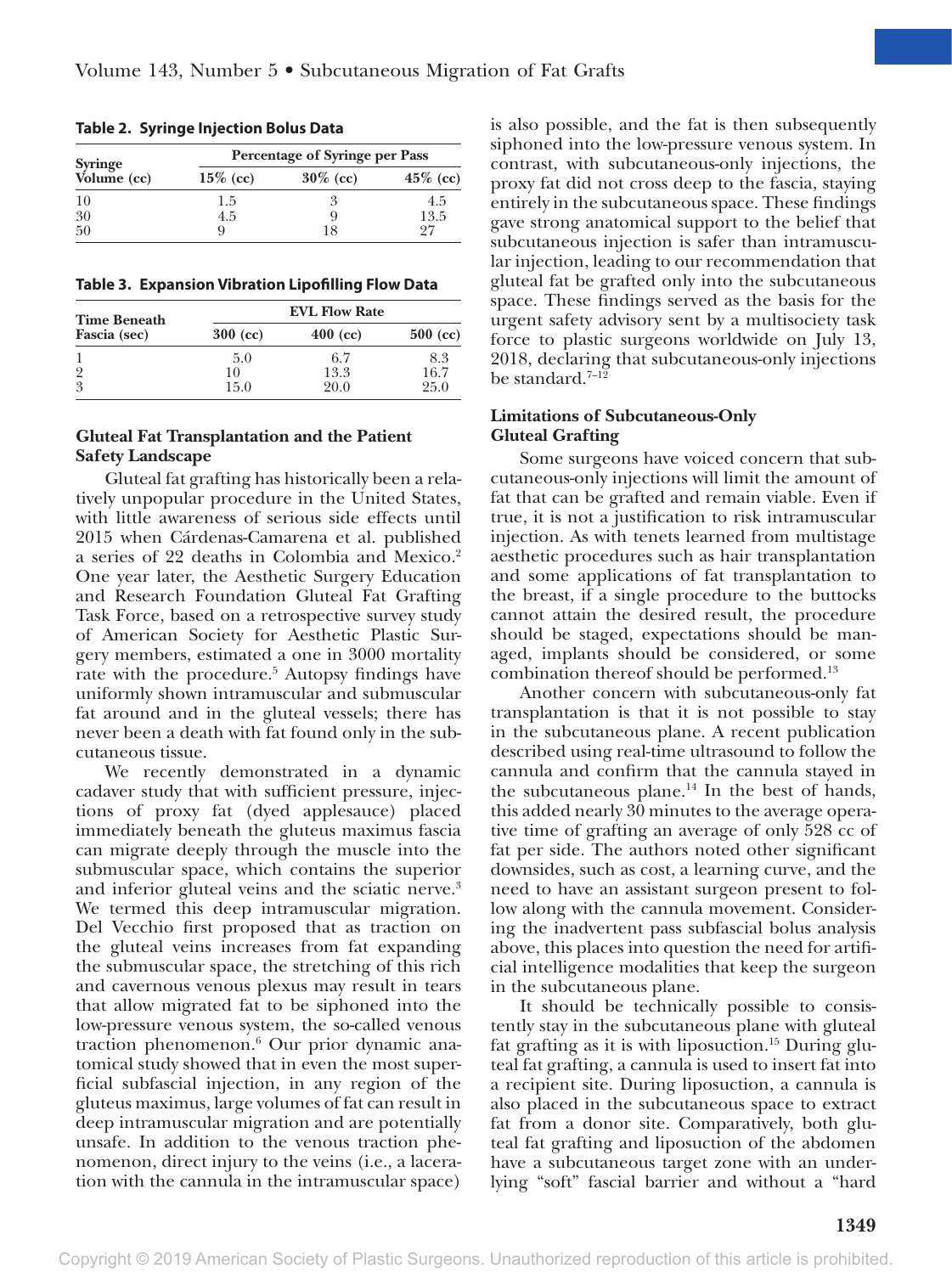**Table 2. Syringe Injection Bolus Data**

| Syringe Volume (cc) | Percentage of Syringe per Pass | | |
|---|---|---|---|
| | 15% (cc) | 30% (cc) | 45% (cc) |
| 10 | 1.5 | 3 | 4.5 |
| 30 | 4.5 | 9 | 13.5 |
| 50 | 9 | 18 | 27 |

**Table 3. Expansion Vibration Lipofilling Flow Data**

| Time Beneath Fascia (sec) | EVL Flow Rate | | |
|---|---|---|---|
| | 300 (cc) | 400 (cc) | 500 (cc) |
| 1 | 5.0 | 6.7 | 8.3 |
| 2 | 10 | 13.3 | 16.7 |
| 3 | 15.0 | 20.0 | 25.0 |

### Gluteal Fat Transplantation and the Patient Safety Landscape

Gluteal fat grafting has historically been a relatively unpopular procedure in the United States, with little awareness of serious side effects until 2015 when Cárdenas-Camarena et al. published a series of 22 deaths in Colombia and Mexico.[2] One year later, the Aesthetic Surgery Education and Research Foundation Gluteal Fat Grafting Task Force, based on a retrospective survey study of American Society for Aesthetic Plastic Surgery members, estimated a one in 3000 mortality rate with the procedure.[5] Autopsy findings have uniformly shown intramuscular and submuscular fat around and in the gluteal vessels; there has never been a death with fat found only in the subcutaneous tissue.

We recently demonstrated in a dynamic cadaver study that with sufficient pressure, injections of proxy fat (dyed applesauce) placed immediately beneath the gluteus maximus fascia can migrate deeply through the muscle into the submuscular space, which contains the superior and inferior gluteal veins and the sciatic nerve.[3] We termed this deep intramuscular migration. Del Vecchio first proposed that as traction on the gluteal veins increases from fat expanding the submuscular space, the stretching of this rich and cavernous venous plexus may result in tears that allow migrated fat to be siphoned into the low-pressure venous system, the so-called venous traction phenomenon.[6] Our prior dynamic anatomical study showed that in even the most superficial subfascial injection, in any region of the gluteus maximus, large volumes of fat can result in deep intramuscular migration and are potentially unsafe. In addition to the venous traction phenomenon, direct injury to the veins (i.e., a laceration with the cannula in the intramuscular space) is also possible, and the fat is then subsequently siphoned into the low-pressure venous system. In contrast, with subcutaneous-only injections, the proxy fat did not cross deep to the fascia, staying entirely in the subcutaneous space. These findings gave strong anatomical support to the belief that subcutaneous injection is safer than intramuscular injection, leading to our recommendation that gluteal fat be grafted only into the subcutaneous space. These findings served as the basis for the urgent safety advisory sent by a multisociety task force to plastic surgeons worldwide on July 13, 2018, declaring that subcutaneous-only injections be standard.[7–12]

### Limitations of Subcutaneous-Only Gluteal Grafting

Some surgeons have voiced concern that subcutaneous-only injections will limit the amount of fat that can be grafted and remain viable. Even if true, it is not a justification to risk intramuscular injection. As with tenets learned from multistage aesthetic procedures such as hair transplantation and some applications of fat transplantation to the breast, if a single procedure to the buttocks cannot attain the desired result, the procedure should be staged, expectations should be managed, implants should be considered, or some combination thereof should be performed.[13]

Another concern with subcutaneous-only fat transplantation is that it is not possible to stay in the subcutaneous plane. A recent publication described using real-time ultrasound to follow the cannula and confirm that the cannula stayed in the subcutaneous plane.[14] In the best of hands, this added nearly 30 minutes to the average operative time of grafting an average of only 528 cc of fat per side. The authors noted other significant downsides, such as cost, a learning curve, and the need to have an assistant surgeon present to follow along with the cannula movement. Considering the inadvertent pass subfascial bolus analysis above, this places into question the need for artificial intelligence modalities that keep the surgeon in the subcutaneous plane.

It should be technically possible to consistently stay in the subcutaneous plane with gluteal fat grafting as it is with liposuction.[15] During gluteal fat grafting, a cannula is used to insert fat into a recipient site. During liposuction, a cannula is also placed in the subcutaneous space to extract fat from a donor site. Comparatively, both gluteal fat grafting and liposuction of the abdomen have a subcutaneous target zone with an underlying "soft" fascial barrier and without a "hard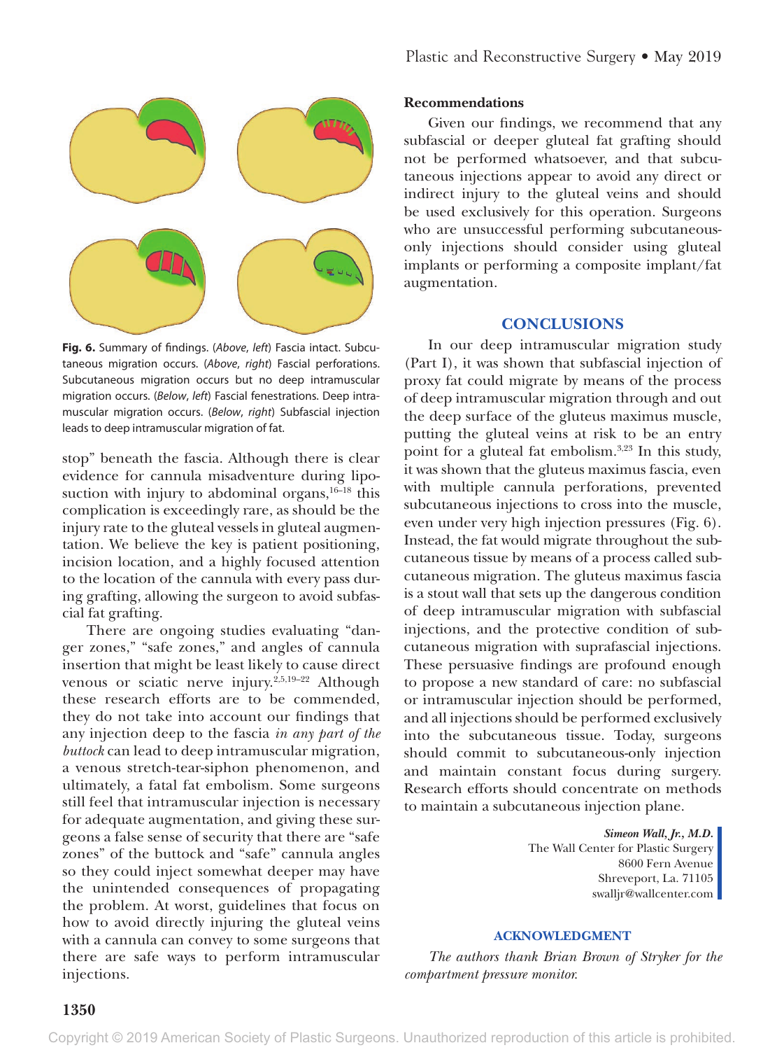**Fig. 6.** Summary of findings. (*Above*, *left*) Fascia intact. Subcutaneous migration occurs. (*Above*, *right*) Fascial perforations. Subcutaneous migration occurs but no deep intramuscular migration occurs. (*Below*, *left*) Fascial fenestrations. Deep intramuscular migration occurs. (*Below*, *right*) Subfascial injection leads to deep intramuscular migration of fat.

stop" beneath the fascia. Although there is clear evidence for cannula misadventure during liposuction with injury to abdominal organs,[16–18] this complication is exceedingly rare, as should be the injury rate to the gluteal vessels in gluteal augmentation. We believe the key is patient positioning, incision location, and a highly focused attention to the location of the cannula with every pass during grafting, allowing the surgeon to avoid subfascial fat grafting.

There are ongoing studies evaluating "danger zones," "safe zones," and angles of cannula insertion that might be least likely to cause direct venous or sciatic nerve injury.[2,5,19–22] Although these research efforts are to be commended, they do not take into account our findings that any injection deep to the fascia *in any part of the buttock* can lead to deep intramuscular migration, a venous stretch-tear-siphon phenomenon, and ultimately, a fatal fat embolism. Some surgeons still feel that intramuscular injection is necessary for adequate augmentation, and giving these surgeons a false sense of security that there are "safe zones" of the buttock and "safe" cannula angles so they could inject somewhat deeper may have the unintended consequences of propagating the problem. At worst, guidelines that focus on how to avoid directly injuring the gluteal veins with a cannula can convey to some surgeons that there are safe ways to perform intramuscular injections.

### Recommendations

Given our findings, we recommend that any subfascial or deeper gluteal fat grafting should not be performed whatsoever, and that subcutaneous injections appear to avoid any direct or indirect injury to the gluteal veins and should be used exclusively for this operation. Surgeons who are unsuccessful performing subcutaneous-only injections should consider using gluteal implants or performing a composite implant/fat augmentation.

## CONCLUSIONS

In our deep intramuscular migration study (Part I), it was shown that subfascial injection of proxy fat could migrate by means of the process of deep intramuscular migration through and out the deep surface of the gluteus maximus muscle, putting the gluteal veins at risk to be an entry point for a gluteal fat embolism.[3,23] In this study, it was shown that the gluteus maximus fascia, even with multiple cannula perforations, prevented subcutaneous injections to cross into the muscle, even under very high injection pressures (Fig. 6). Instead, the fat would migrate throughout the subcutaneous tissue by means of a process called subcutaneous migration. The gluteus maximus fascia is a stout wall that sets up the dangerous condition of deep intramuscular migration with subfascial injections, and the protective condition of subcutaneous migration with suprafascial injections. These persuasive findings are profound enough to propose a new standard of care: no subfascial or intramuscular injection should be performed, and all injections should be performed exclusively into the subcutaneous tissue. Today, surgeons should commit to subcutaneous-only injection and maintain constant focus during surgery. Research efforts should concentrate on methods to maintain a subcutaneous injection plane.

***Simeon Wall, Jr., M.D.***
The Wall Center for Plastic Surgery
8600 Fern Avenue
Shreveport, La. 71105
swalljr@wallcenter.com

## ACKNOWLEDGMENT

*The authors thank Brian Brown of Stryker for the compartment pressure monitor.*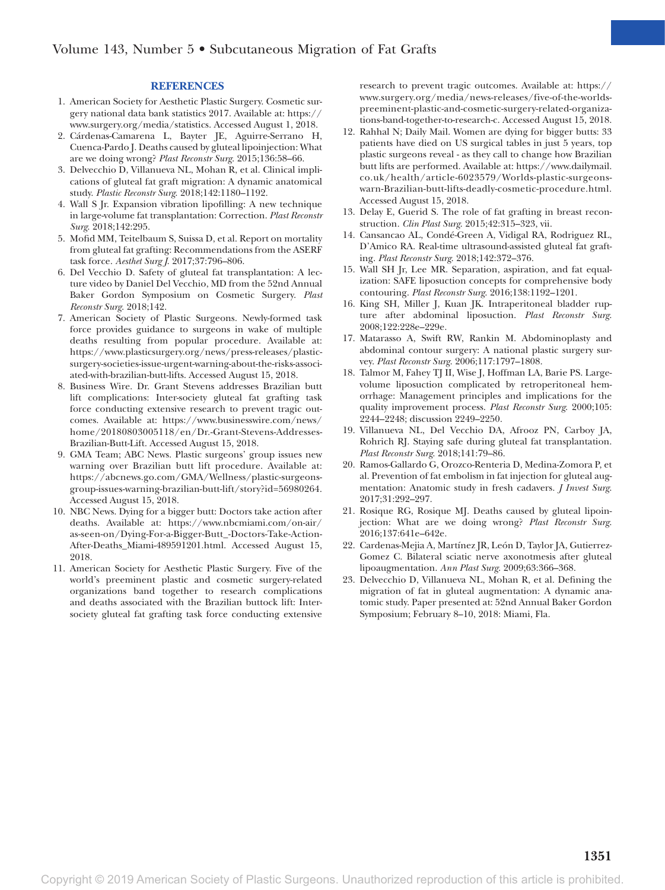## REFERENCES

1. American Society for Aesthetic Plastic Surgery. Cosmetic surgery national data bank statistics 2017. Available at: https://www.surgery.org/media/statistics. Accessed August 1, 2018.
2. Cárdenas-Camarena L, Bayter JE, Aguirre-Serrano H, Cuenca-Pardo J. Deaths caused by gluteal lipoinjection: What are we doing wrong? *Plast Reconstr Surg.* 2015;136:58–66.
3. Delvecchio D, Villanueva NL, Mohan R, et al. Clinical implications of gluteal fat graft migration: A dynamic anatomical study. *Plastic Reconstr Surg.* 2018;142:1180–1192.
4. Wall S Jr. Expansion vibration lipofilling: A new technique in large-volume fat transplantation: Correction. *Plast Reconstr Surg.* 2018;142:295.
5. Mofid MM, Teitelbaum S, Suissa D, et al. Report on mortality from gluteal fat grafting: Recommendations from the ASERF task force. *Aesthet Surg J.* 2017;37:796–806.
6. Del Vecchio D. Safety of gluteal fat transplantation: A lecture video by Daniel Del Vecchio, MD from the 52nd Annual Baker Gordon Symposium on Cosmetic Surgery. *Plast Reconstr Surg.* 2018;142.
7. American Society of Plastic Surgeons. Newly-formed task force provides guidance to surgeons in wake of multiple deaths resulting from popular procedure. Available at: https://www.plasticsurgery.org/news/press-releases/plastic-surgery-societies-issue-urgent-warning-about-the-risks-associated-with-brazilian-butt-lifts. Accessed August 15, 2018.
8. Business Wire. Dr. Grant Stevens addresses Brazilian butt lift complications: Inter-society gluteal fat grafting task force conducting extensive research to prevent tragic outcomes. Available at: https://www.businesswire.com/news/home/20180803005118/en/Dr.-Grant-Stevens-Addresses-Brazilian-Butt-Lift. Accessed August 15, 2018.
9. GMA Team; ABC News. Plastic surgeons' group issues new warning over Brazilian butt lift procedure. Available at: https://abcnews.go.com/GMA/Wellness/plastic-surgeons-group-issues-warning-brazilian-butt-lift/story?id=56980264. Accessed August 15, 2018.
10. NBC News. Dying for a bigger butt: Doctors take action after deaths. Available at: https://www.nbcmiami.com/on-air/as-seen-on/Dying-For-a-Bigger-Butt_-Doctors-Take-Action-After-Deaths_Miami-489591201.html. Accessed August 15, 2018.
11. American Society for Aesthetic Plastic Surgery. Five of the world's preeminent plastic and cosmetic surgery-related organizations band together to research complications and deaths associated with the Brazilian buttock lift: Inter-society gluteal fat grafting task force conducting extensive research to prevent tragic outcomes. Available at: https://www.surgery.org/media/news-releases/five-of-the-worlds-preeminent-plastic-and-cosmetic-surgery-related-organizations-band-together-to-research-c. Accessed August 15, 2018.
12. Rahhal N; Daily Mail. Women are dying for bigger butts: 33 patients have died on US surgical tables in just 5 years, top plastic surgeons reveal - as they call to change how Brazilian butt lifts are performed. Available at: https://www.dailymail.co.uk/health/article-6023579/Worlds-plastic-surgeons-warn-Brazilian-butt-lifts-deadly-cosmetic-procedure.html. Accessed August 15, 2018.
13. Delay E, Guerid S. The role of fat grafting in breast reconstruction. *Clin Plast Surg.* 2015;42:315–323, vii.
14. Cansancao AL, Condé-Green A, Vidigal RA, Rodriguez RL, D'Amico RA. Real-time ultrasound-assisted gluteal fat grafting. *Plast Reconstr Surg.* 2018;142:372–376.
15. Wall SH Jr, Lee MR. Separation, aspiration, and fat equalization: SAFE liposuction concepts for comprehensive body contouring. *Plast Reconstr Surg.* 2016;138:1192–1201.
16. King SH, Miller J, Kuan JK. Intraperitoneal bladder rupture after abdominal liposuction. *Plast Reconstr Surg.* 2008;122:228e–229e.
17. Matarasso A, Swift RW, Rankin M. Abdominoplasty and abdominal contour surgery: A national plastic surgery survey. *Plast Reconstr Surg.* 2006;117:1797–1808.
18. Talmor M, Fahey TJ II, Wise J, Hoffman LA, Barie PS. Large-volume liposuction complicated by retroperitoneal hemorrhage: Management principles and implications for the quality improvement process. *Plast Reconstr Surg.* 2000;105:2244–2248; discussion 2249–2250.
19. Villanueva NL, Del Vecchio DA, Afrooz PN, Carboy JA, Rohrich RJ. Staying safe during gluteal fat transplantation. *Plast Reconstr Surg.* 2018;141:79–86.
20. Ramos-Gallardo G, Orozco-Renteria D, Medina-Zomora P, et al. Prevention of fat embolism in fat injection for gluteal augmentation: Anatomic study in fresh cadavers. *J Invest Surg.* 2017;31:292–297.
21. Rosique RG, Rosique MJ. Deaths caused by gluteal lipoinjection: What are we doing wrong? *Plast Reconstr Surg.* 2016;137:641e–642e.
22. Cardenas-Mejia A, Martínez JR, León D, Taylor JA, Gutierrez-Gomez C. Bilateral sciatic nerve axonotmesis after gluteal lipoaugmentation. *Ann Plast Surg.* 2009;63:366–368.
23. Delvecchio D, Villanueva NL, Mohan R, et al. Defining the migration of fat in gluteal augmentation: A dynamic anatomic study. Paper presented at: 52nd Annual Baker Gordon Symposium; February 8–10, 2018: Miami, Fla.